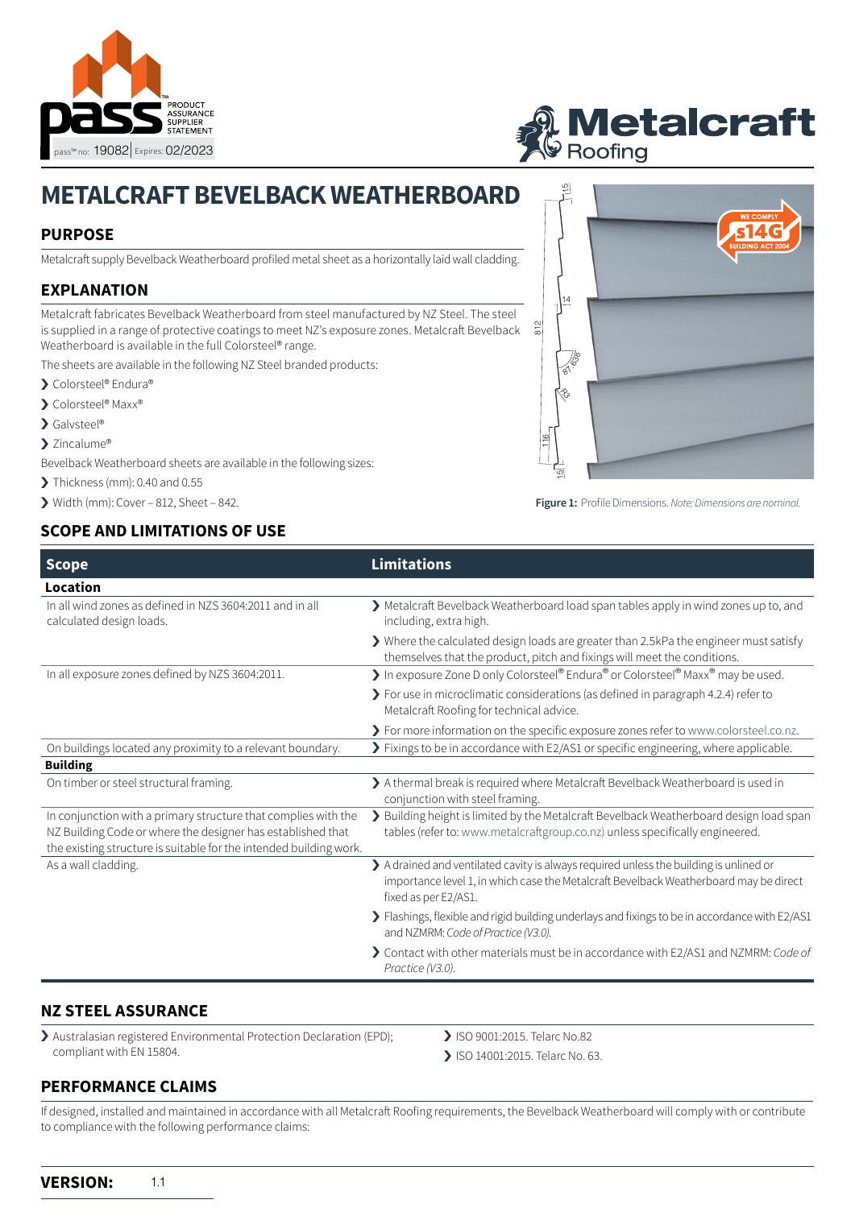# METALCRAFT BEVELBACK WEATHERBOARD

## PURPOSE

Metalcraft supply Bevelback Weatherboard profiled metal sheet as a horizontally laid wall cladding.

## EXPLANATION

Metalcraft fabricates Bevelback Weatherboard from steel manufactured by NZ Steel. The steel is supplied in a range of protective coatings to meet NZ's exposure zones. Metalcraft Bevelback Weatherboard is available in the full Colorsteel® range.

The sheets are available in the following NZ Steel branded products:

- Colorsteel® Endura®
- Colorsteel® Maxx®
- Galvsteel®
- Zincalume®

Bevelback Weatherboard sheets are available in the following sizes:

- Thickness (mm): 0.40 and 0.55
- Width (mm): Cover – 812, Sheet – 842.

**Figure 1:** Profile Dimensions. *Note: Dimensions are nominal.*

## SCOPE AND LIMITATIONS OF USE

| Scope | Limitations |
|---|---|
| **Location** | |
| In all wind zones as defined in NZS 3604:2011 and in all calculated design loads. | Metalcraft Bevelback Weatherboard load span tables apply in wind zones up to, and including, extra high. |
| | Where the calculated design loads are greater than 2.5kPa the engineer must satisfy themselves that the product, pitch and fixings will meet the conditions. |
| In all exposure zones defined by NZS 3604:2011. | In exposure Zone D only Colorsteel® Endura® or Colorsteel® Maxx® may be used. |
| | For use in microclimatic considerations (as defined in paragraph 4.2.4) refer to Metalcraft Roofing for technical advice. |
| | For more information on the specific exposure zones refer to www.colorsteel.co.nz. |
| On buildings located any proximity to a relevant boundary. | Fixings to be in accordance with E2/AS1 or specific engineering, where applicable. |
| **Building** | |
| On timber or steel structural framing. | A thermal break is required where Metalcraft Bevelback Weatherboard is used in conjunction with steel framing. |
| In conjunction with a primary structure that complies with the NZ Building Code or where the designer has established that the existing structure is suitable for the intended building work. | Building height is limited by the Metalcraft Bevelback Weatherboard design load span tables (refer to: www.metalcraftgroup.co.nz) unless specifically engineered. |
| As a wall cladding. | A drained and ventilated cavity is always required unless the building is unlined or importance level 1, in which case the Metalcraft Bevelback Weatherboard may be direct fixed as per E2/AS1. |
| | Flashings, flexible and rigid building underlays and fixings to be in accordance with E2/AS1 and NZMRM: *Code of Practice (V3.0).* |
| | Contact with other materials must be in accordance with E2/AS1 and NZMRM: *Code of Practice (V3.0).* |

## NZ STEEL ASSURANCE

- Australasian registered Environmental Protection Declaration (EPD); compliant with EN 15804.
- ISO 9001:2015. Telarc No.82
- ISO 14001:2015. Telarc No. 63.

## PERFORMANCE CLAIMS

If designed, installed and maintained in accordance with all Metalcraft Roofing requirements, the Bevelback Weatherboard will comply with or contribute to compliance with the following performance claims:

**VERSION:** 1.1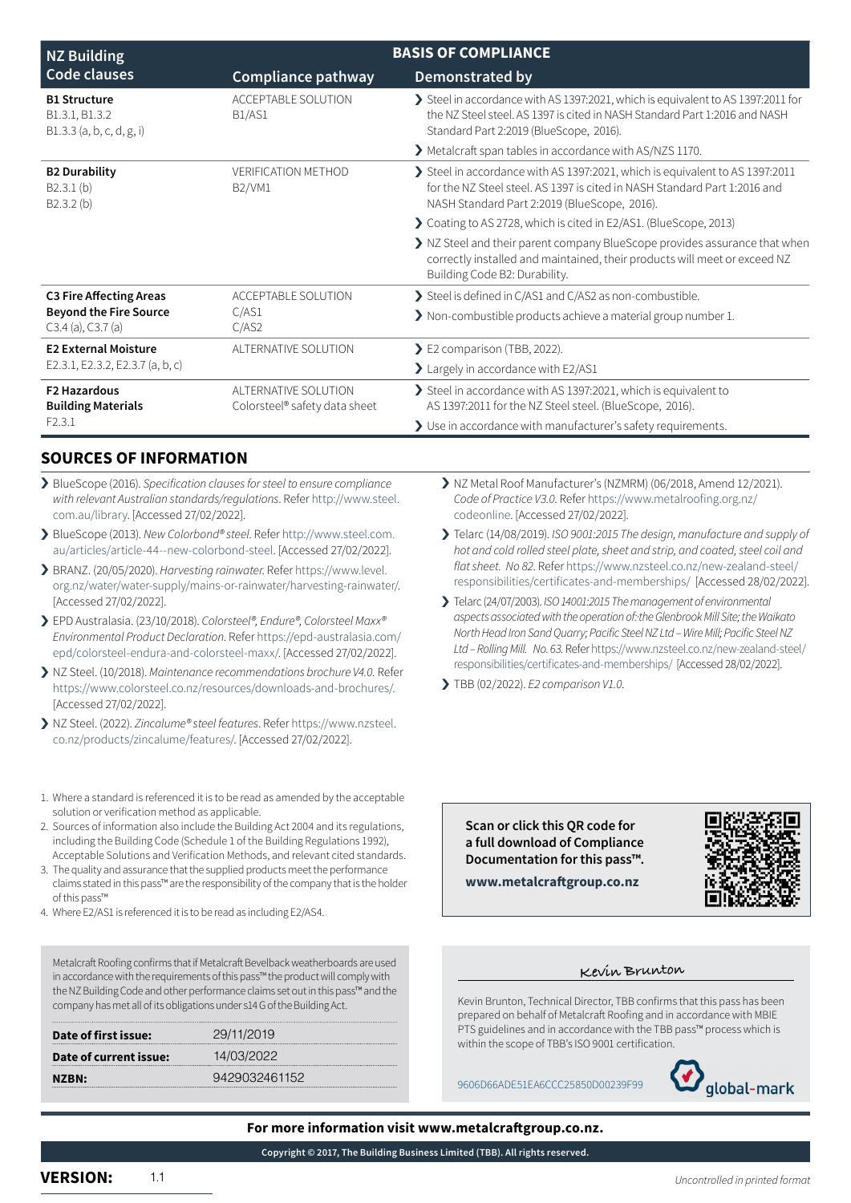| NZ Building Code clauses | BASIS OF COMPLIANCE | |
|---|---|---|
| | **Compliance pathway** | **Demonstrated by** |
| **B1 Structure**<br>B1.3.1, B1.3.2<br>B1.3.3 (a, b, c, d, g, i) | ACCEPTABLE SOLUTION<br>B1/AS1 | ❯ Steel in accordance with AS 1397:2021, which is equivalent to AS 1397:2011 for the NZ Steel steel. AS 1397 is cited in NASH Standard Part 1:2016 and NASH Standard Part 2:2019 (BlueScope, 2016).<br>❯ Metalcraft span tables in accordance with AS/NZS 1170. |
| **B2 Durability**<br>B2.3.1 (b)<br>B2.3.2 (b) | VERIFICATION METHOD<br>B2/VM1 | ❯ Steel in accordance with AS 1397:2021, which is equivalent to AS 1397:2011 for the NZ Steel steel. AS 1397 is cited in NASH Standard Part 1:2016 and NASH Standard Part 2:2019 (BlueScope, 2016).<br>❯ Coating to AS 2728, which is cited in E2/AS1. (BlueScope, 2013)<br>❯ NZ Steel and their parent company BlueScope provides assurance that when correctly installed and maintained, their products will meet or exceed NZ Building Code B2: Durability. |
| **C3 Fire Affecting Areas Beyond the Fire Source**<br>C3.4 (a), C3.7 (a) | ACCEPTABLE SOLUTION<br>C/AS1<br>C/AS2 | ❯ Steel is defined in C/AS1 and C/AS2 as non-combustible.<br>❯ Non-combustible products achieve a material group number 1. |
| **E2 External Moisture**<br>E2.3.1, E2.3.2, E2.3.7 (a, b, c) | ALTERNATIVE SOLUTION | ❯ E2 comparison (TBB, 2022).<br>❯ Largely in accordance with E2/AS1 |
| **F2 Hazardous Building Materials**<br>F2.3.1 | ALTERNATIVE SOLUTION<br>Colorsteel® safety data sheet | ❯ Steel in accordance with AS 1397:2021, which is equivalent to AS 1397:2011 for the NZ Steel steel. (BlueScope, 2016).<br>❯ Use in accordance with manufacturer's safety requirements. |

## SOURCES OF INFORMATION

- BlueScope (2016). *Specification clauses for steel to ensure compliance with relevant Australian standards/regulations*. Refer http://www.steel.com.au/library. [Accessed 27/02/2022].
- BlueScope (2013). *New Colorbond® steel*. Refer http://www.steel.com.au/articles/article-44--new-colorbond-steel. [Accessed 27/02/2022].
- BRANZ. (20/05/2020). *Harvesting rainwater*. Refer https://www.level.org.nz/water/water-supply/mains-or-rainwater/harvesting-rainwater/. [Accessed 27/02/2022].
- EPD Australasia. (23/10/2018). *Colorsteel®, Endure®, Colorsteel Maxx® Environmental Product Declaration*. Refer https://epd-australasia.com/epd/colorsteel-endura-and-colorsteel-maxx/. [Accessed 27/02/2022].
- NZ Steel. (10/2018). *Maintenance recommendations brochure V4.0.* Refer https://www.colorsteel.co.nz/resources/downloads-and-brochures/. [Accessed 27/02/2022].
- NZ Steel. (2022). *Zincalume® steel features*. Refer https://www.nzsteel.co.nz/products/zincalume/features/. [Accessed 27/02/2022].
- NZ Metal Roof Manufacturer's (NZMRM) (06/2018, Amend 12/2021). *Code of Practice V3.0*. Refer https://www.metalroofing.org.nz/codeonline. [Accessed 27/02/2022].
- Telarc (14/08/2019). *ISO 9001:2015 The design, manufacture and supply of hot and cold rolled steel plate, sheet and strip, and coated, steel coil and flat sheet. No 82*. Refer https://www.nzsteel.co.nz/new-zealand-steel/responsibilities/certificates-and-memberships/ [Accessed 28/02/2022].
- Telarc (24/07/2003). *ISO 14001:2015 The management of environmental aspects associated with the operation of: the Glenbrook Mill Site; the Waikato North Head Iron Sand Quarry; Pacific Steel NZ Ltd – Wire Mill; Pacific Steel NZ Ltd – Rolling Mill. No. 63*. Refer https://www.nzsteel.co.nz/new-zealand-steel/responsibilities/certificates-and-memberships/ [Accessed 28/02/2022].
- TBB (02/2022). *E2 comparison V1.0*.

1. Where a standard is referenced it is to be read as amended by the acceptable solution or verification method as applicable.
2. Sources of information also include the Building Act 2004 and its regulations, including the Building Code (Schedule 1 of the Building Regulations 1992), Acceptable Solutions and Verification Methods, and relevant cited standards.
3. The quality and assurance that the supplied products meet the performance claims stated in this pass™ are the responsibility of the company that is the holder of this pass™
4. Where E2/AS1 is referenced it is to be read as including E2/AS4.

**Scan or click this QR code for a full download of Compliance Documentation for this pass™.**

**www.metalcraftgroup.co.nz**

Metalcraft Roofing confirms that if Metalcraft Bevelback weatherboards are used in accordance with the requirements of this pass™ the product will comply with the NZ Building Code and other performance claims set out in this pass™ and the company has met all of its obligations under s14 G of the Building Act.

| | |
|---|---|
| **Date of first issue:** | 29/11/2019 |
| **Date of current issue:** | 14/03/2022 |
| **NZBN:** | 9429032461152 |

Kevin Brunton

Kevin Brunton, Technical Director, TBB confirms that this pass has been prepared on behalf of Metalcraft Roofing and in accordance with MBIE PTS guidelines and in accordance with the TBB pass™ process which is within the scope of TBB's ISO 9001 certification.

9606D66ADE51EA6CCC25850D00239F99

global-mark

**For more information visit www.metalcraftgroup.co.nz.**

Copyright © 2017, The Building Business Limited (TBB). All rights reserved.

**VERSION:** 1.1

*Uncontrolled in printed format*